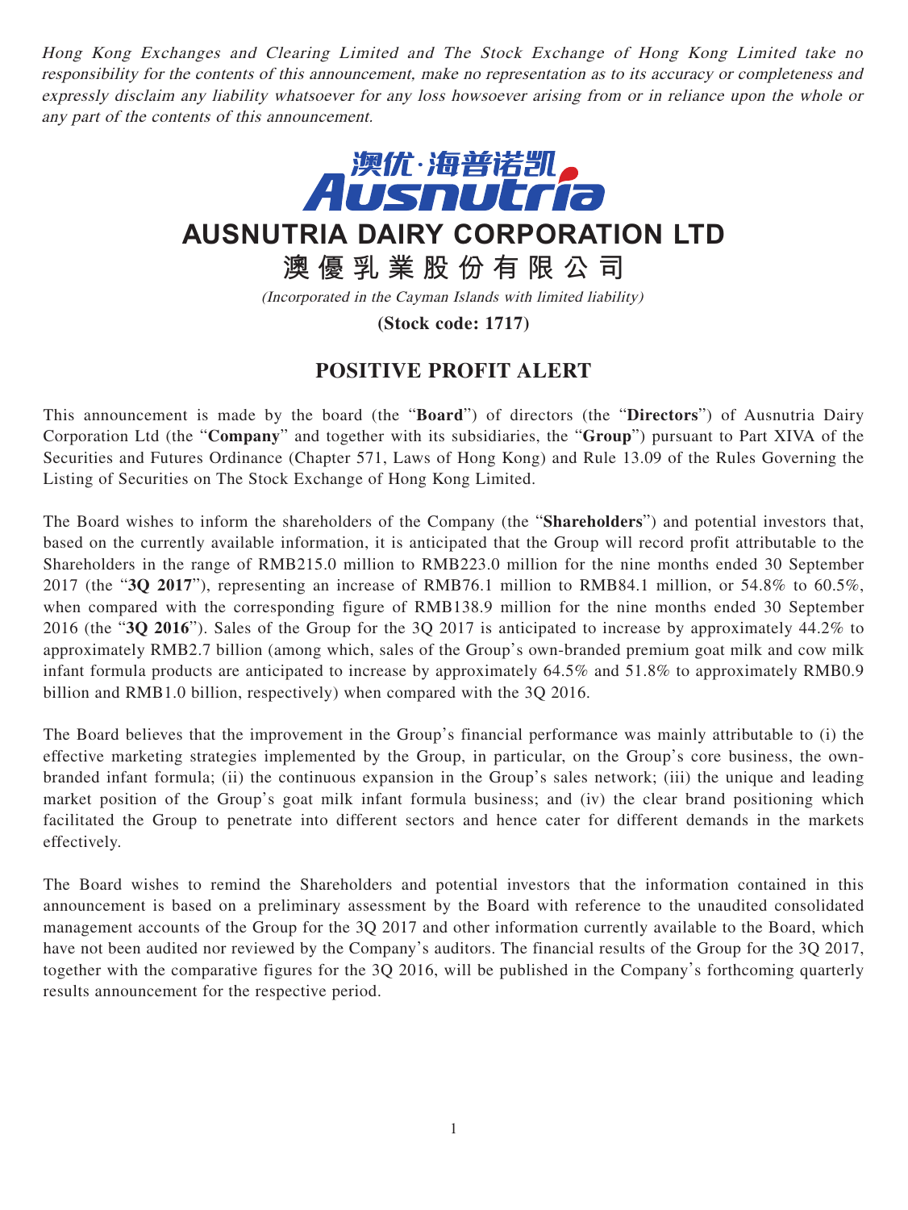*Hong Kong Exchanges and Clearing Limited and The Stock Exchange of Hong Kong Limited take no responsibility for the contents of this announcement, make no representation as to its accuracy or completeness and expressly disclaim any liability whatsoever for any loss howsoever arising from or in reliance upon the whole or any part of the contents of this announcement.*

澳优·海普诺凯
Ausnutria

# AUSNUTRIA DAIRY CORPORATION LTD

# 澳優乳業股份有限公司

*(Incorporated in the Cayman Islands with limited liability)*

**(Stock code: 1717)**

## POSITIVE PROFIT ALERT

This announcement is made by the board (the "**Board**") of directors (the "**Directors**") of Ausnutria Dairy Corporation Ltd (the "**Company**" and together with its subsidiaries, the "**Group**") pursuant to Part XIVA of the Securities and Futures Ordinance (Chapter 571, Laws of Hong Kong) and Rule 13.09 of the Rules Governing the Listing of Securities on The Stock Exchange of Hong Kong Limited.

The Board wishes to inform the shareholders of the Company (the "**Shareholders**") and potential investors that, based on the currently available information, it is anticipated that the Group will record profit attributable to the Shareholders in the range of RMB215.0 million to RMB223.0 million for the nine months ended 30 September 2017 (the "**3Q 2017**"), representing an increase of RMB76.1 million to RMB84.1 million, or 54.8% to 60.5%, when compared with the corresponding figure of RMB138.9 million for the nine months ended 30 September 2016 (the "**3Q 2016**"). Sales of the Group for the 3Q 2017 is anticipated to increase by approximately 44.2% to approximately RMB2.7 billion (among which, sales of the Group's own-branded premium goat milk and cow milk infant formula products are anticipated to increase by approximately 64.5% and 51.8% to approximately RMB0.9 billion and RMB1.0 billion, respectively) when compared with the 3Q 2016.

The Board believes that the improvement in the Group's financial performance was mainly attributable to (i) the effective marketing strategies implemented by the Group, in particular, on the Group's core business, the own-branded infant formula; (ii) the continuous expansion in the Group's sales network; (iii) the unique and leading market position of the Group's goat milk infant formula business; and (iv) the clear brand positioning which facilitated the Group to penetrate into different sectors and hence cater for different demands in the markets effectively.

The Board wishes to remind the Shareholders and potential investors that the information contained in this announcement is based on a preliminary assessment by the Board with reference to the unaudited consolidated management accounts of the Group for the 3Q 2017 and other information currently available to the Board, which have not been audited nor reviewed by the Company's auditors. The financial results of the Group for the 3Q 2017, together with the comparative figures for the 3Q 2016, will be published in the Company's forthcoming quarterly results announcement for the respective period.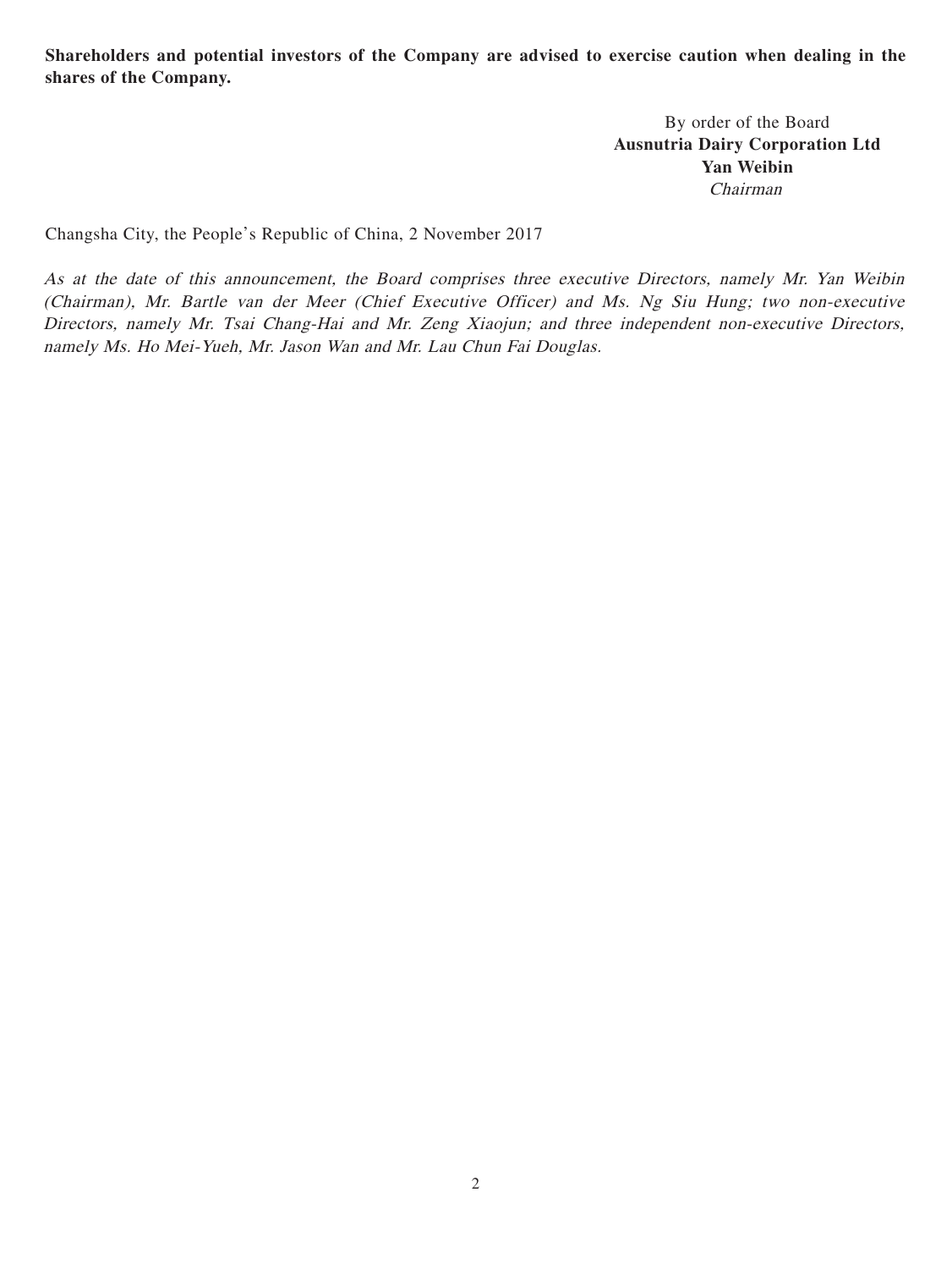**Shareholders and potential investors of the Company are advised to exercise caution when dealing in the shares of the Company.**

By order of the Board
**Ausnutria Dairy Corporation Ltd**
**Yan Weibin**
*Chairman*

Changsha City, the People's Republic of China, 2 November 2017

*As at the date of this announcement, the Board comprises three executive Directors, namely Mr. Yan Weibin (Chairman), Mr. Bartle van der Meer (Chief Executive Officer) and Ms. Ng Siu Hung; two non-executive Directors, namely Mr. Tsai Chang-Hai and Mr. Zeng Xiaojun; and three independent non-executive Directors, namely Ms. Ho Mei-Yueh, Mr. Jason Wan and Mr. Lau Chun Fai Douglas.*